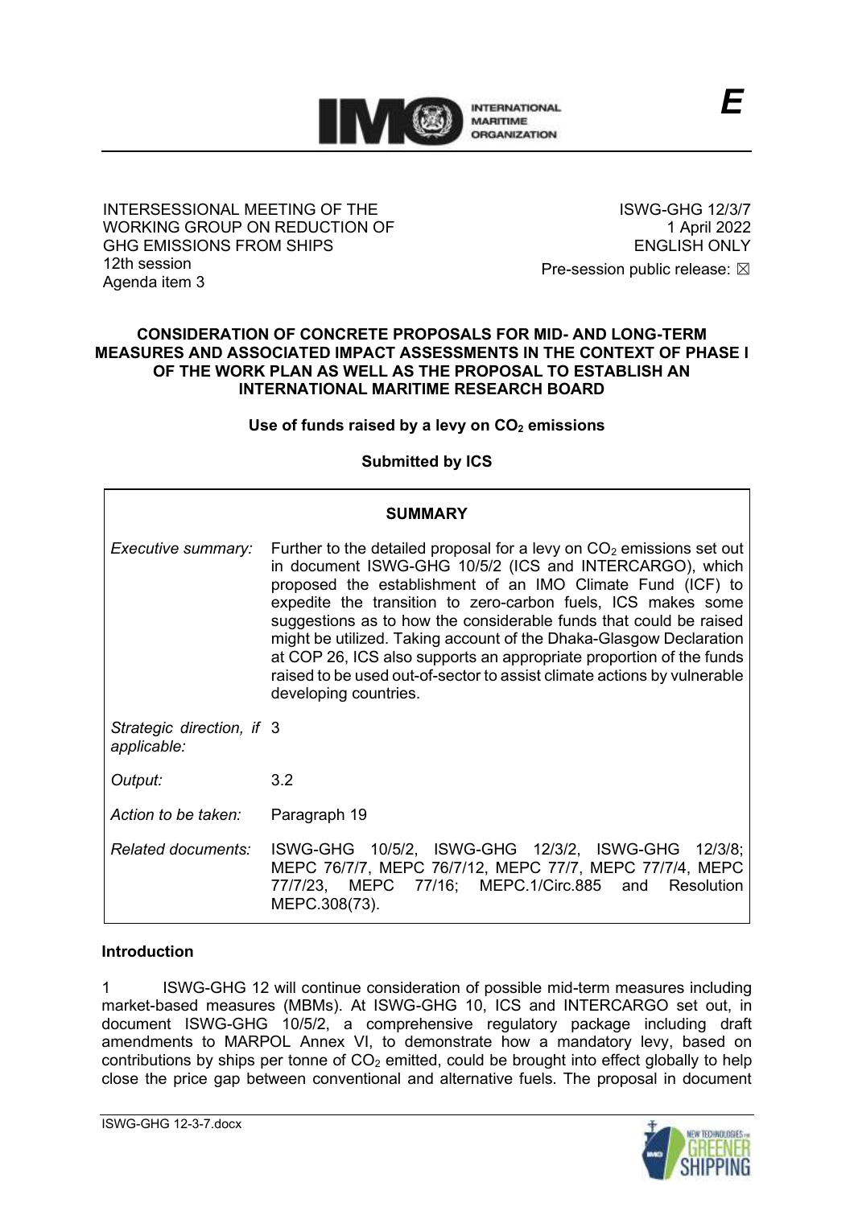INTERSESSIONAL MEETING OF THE WORKING GROUP ON REDUCTION OF GHG EMISSIONS FROM SHIPS
12th session
Agenda item 3

ISWG-GHG 12/3/7
1 April 2022
ENGLISH ONLY

Pre-session public release: ☒

# CONSIDERATION OF CONCRETE PROPOSALS FOR MID- AND LONG-TERM MEASURES AND ASSOCIATED IMPACT ASSESSMENTS IN THE CONTEXT OF PHASE I OF THE WORK PLAN AS WELL AS THE PROPOSAL TO ESTABLISH AN INTERNATIONAL MARITIME RESEARCH BOARD

## Use of funds raised by a levy on $CO_2$ emissions

**Submitted by ICS**

| **SUMMARY** | |
|---|---|
| *Executive summary:* | Further to the detailed proposal for a levy on $CO_2$ emissions set out in document ISWG-GHG 10/5/2 (ICS and INTERCARGO), which proposed the establishment of an IMO Climate Fund (ICF) to expedite the transition to zero-carbon fuels, ICS makes some suggestions as to how the considerable funds that could be raised might be utilized. Taking account of the Dhaka-Glasgow Declaration at COP 26, ICS also supports an appropriate proportion of the funds raised to be used out-of-sector to assist climate actions by vulnerable developing countries. |
| *Strategic direction, if applicable:* | 3 |
| *Output:* | 3.2 |
| *Action to be taken:* | Paragraph 19 |
| *Related documents:* | ISWG-GHG 10/5/2, ISWG-GHG 12/3/2, ISWG-GHG 12/3/8; MEPC 76/7/7, MEPC 76/7/12, MEPC 77/7, MEPC 77/7/4, MEPC 77/7/23, MEPC 77/16; MEPC.1/Circ.885 and Resolution MEPC.308(73). |

### Introduction

1 ISWG-GHG 12 will continue consideration of possible mid-term measures including market-based measures (MBMs). At ISWG-GHG 10, ICS and INTERCARGO set out, in document ISWG-GHG 10/5/2, a comprehensive regulatory package including draft amendments to MARPOL Annex VI, to demonstrate how a mandatory levy, based on contributions by ships per tonne of $CO_2$ emitted, could be brought into effect globally to help close the price gap between conventional and alternative fuels. The proposal in document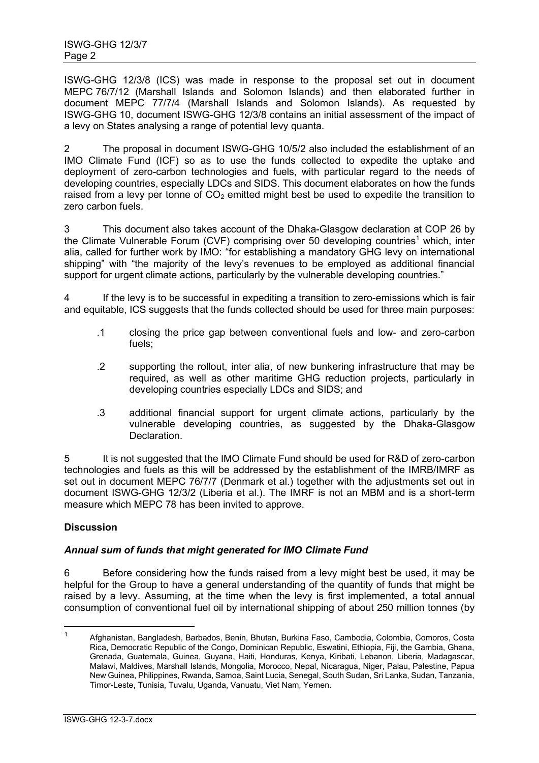ISWG-GHG 12/3/8 (ICS) was made in response to the proposal set out in document MEPC 76/7/12 (Marshall Islands and Solomon Islands) and then elaborated further in document MEPC 77/7/4 (Marshall Islands and Solomon Islands). As requested by ISWG-GHG 10, document ISWG-GHG 12/3/8 contains an initial assessment of the impact of a levy on States analysing a range of potential levy quanta.

2 The proposal in document ISWG-GHG 10/5/2 also included the establishment of an IMO Climate Fund (ICF) so as to use the funds collected to expedite the uptake and deployment of zero-carbon technologies and fuels, with particular regard to the needs of developing countries, especially LDCs and SIDS. This document elaborates on how the funds raised from a levy per tonne of $CO_2$ emitted might best be used to expedite the transition to zero carbon fuels.

3 This document also takes account of the Dhaka-Glasgow declaration at COP 26 by the Climate Vulnerable Forum (CVF) comprising over 50 developing countries[1] which, inter alia, called for further work by IMO: "for establishing a mandatory GHG levy on international shipping" with "the majority of the levy's revenues to be employed as additional financial support for urgent climate actions, particularly by the vulnerable developing countries."

4 If the levy is to be successful in expediting a transition to zero-emissions which is fair and equitable, ICS suggests that the funds collected should be used for three main purposes:

- .1 closing the price gap between conventional fuels and low- and zero-carbon fuels;
- .2 supporting the rollout, inter alia, of new bunkering infrastructure that may be required, as well as other maritime GHG reduction projects, particularly in developing countries especially LDCs and SIDS; and
- .3 additional financial support for urgent climate actions, particularly by the vulnerable developing countries, as suggested by the Dhaka-Glasgow Declaration.

5 It is not suggested that the IMO Climate Fund should be used for R&D of zero-carbon technologies and fuels as this will be addressed by the establishment of the IMRB/IMRF as set out in document MEPC 76/7/7 (Denmark et al.) together with the adjustments set out in document ISWG-GHG 12/3/2 (Liberia et al.). The IMRF is not an MBM and is a short-term measure which MEPC 78 has been invited to approve.

**Discussion**

***Annual sum of funds that might generated for IMO Climate Fund***

6 Before considering how the funds raised from a levy might best be used, it may be helpful for the Group to have a general understanding of the quantity of funds that might be raised by a levy. Assuming, at the time when the levy is first implemented, a total annual consumption of conventional fuel oil by international shipping of about 250 million tonnes (by

---

[1] Afghanistan, Bangladesh, Barbados, Benin, Bhutan, Burkina Faso, Cambodia, Colombia, Comoros, Costa Rica, Democratic Republic of the Congo, Dominican Republic, Eswatini, Ethiopia, Fiji, the Gambia, Ghana, Grenada, Guatemala, Guinea, Guyana, Haiti, Honduras, Kenya, Kiribati, Lebanon, Liberia, Madagascar, Malawi, Maldives, Marshall Islands, Mongolia, Morocco, Nepal, Nicaragua, Niger, Palau, Palestine, Papua New Guinea, Philippines, Rwanda, Samoa, Saint Lucia, Senegal, South Sudan, Sri Lanka, Sudan, Tanzania, Timor-Leste, Tunisia, Tuvalu, Uganda, Vanuatu, Viet Nam, Yemen.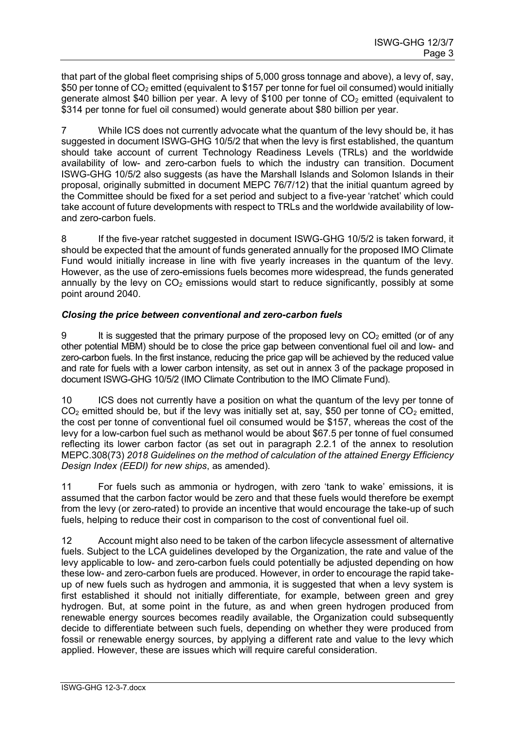that part of the global fleet comprising ships of 5,000 gross tonnage and above), a levy of, say, \$50 per tonne of $CO_2$ emitted (equivalent to \$157 per tonne for fuel oil consumed) would initially generate almost \$40 billion per year. A levy of \$100 per tonne of $CO_2$ emitted (equivalent to \$314 per tonne for fuel oil consumed) would generate about \$80 billion per year.

7 While ICS does not currently advocate what the quantum of the levy should be, it has suggested in document ISWG-GHG 10/5/2 that when the levy is first established, the quantum should take account of current Technology Readiness Levels (TRLs) and the worldwide availability of low- and zero-carbon fuels to which the industry can transition. Document ISWG-GHG 10/5/2 also suggests (as have the Marshall Islands and Solomon Islands in their proposal, originally submitted in document MEPC 76/7/12) that the initial quantum agreed by the Committee should be fixed for a set period and subject to a five-year 'ratchet' which could take account of future developments with respect to TRLs and the worldwide availability of low- and zero-carbon fuels.

8 If the five-year ratchet suggested in document ISWG-GHG 10/5/2 is taken forward, it should be expected that the amount of funds generated annually for the proposed IMO Climate Fund would initially increase in line with five yearly increases in the quantum of the levy. However, as the use of zero-emissions fuels becomes more widespread, the funds generated annually by the levy on $CO_2$ emissions would start to reduce significantly, possibly at some point around 2040.

***Closing the price between conventional and zero-carbon fuels***

9 It is suggested that the primary purpose of the proposed levy on $CO_2$ emitted (or of any other potential MBM) should be to close the price gap between conventional fuel oil and low- and zero-carbon fuels. In the first instance, reducing the price gap will be achieved by the reduced value and rate for fuels with a lower carbon intensity, as set out in annex 3 of the package proposed in document ISWG-GHG 10/5/2 (IMO Climate Contribution to the IMO Climate Fund).

10 ICS does not currently have a position on what the quantum of the levy per tonne of $CO_2$ emitted should be, but if the levy was initially set at, say, \$50 per tonne of $CO_2$ emitted, the cost per tonne of conventional fuel oil consumed would be \$157, whereas the cost of the levy for a low-carbon fuel such as methanol would be about \$67.5 per tonne of fuel consumed reflecting its lower carbon factor (as set out in paragraph 2.2.1 of the annex to resolution MEPC.308(73) *2018 Guidelines on the method of calculation of the attained Energy Efficiency Design Index (EEDI) for new ships*, as amended).

11 For fuels such as ammonia or hydrogen, with zero 'tank to wake' emissions, it is assumed that the carbon factor would be zero and that these fuels would therefore be exempt from the levy (or zero-rated) to provide an incentive that would encourage the take-up of such fuels, helping to reduce their cost in comparison to the cost of conventional fuel oil.

12 Account might also need to be taken of the carbon lifecycle assessment of alternative fuels. Subject to the LCA guidelines developed by the Organization, the rate and value of the levy applicable to low- and zero-carbon fuels could potentially be adjusted depending on how these low- and zero-carbon fuels are produced. However, in order to encourage the rapid take-up of new fuels such as hydrogen and ammonia, it is suggested that when a levy system is first established it should not initially differentiate, for example, between green and grey hydrogen. But, at some point in the future, as and when green hydrogen produced from renewable energy sources becomes readily available, the Organization could subsequently decide to differentiate between such fuels, depending on whether they were produced from fossil or renewable energy sources, by applying a different rate and value to the levy which applied. However, these are issues which will require careful consideration.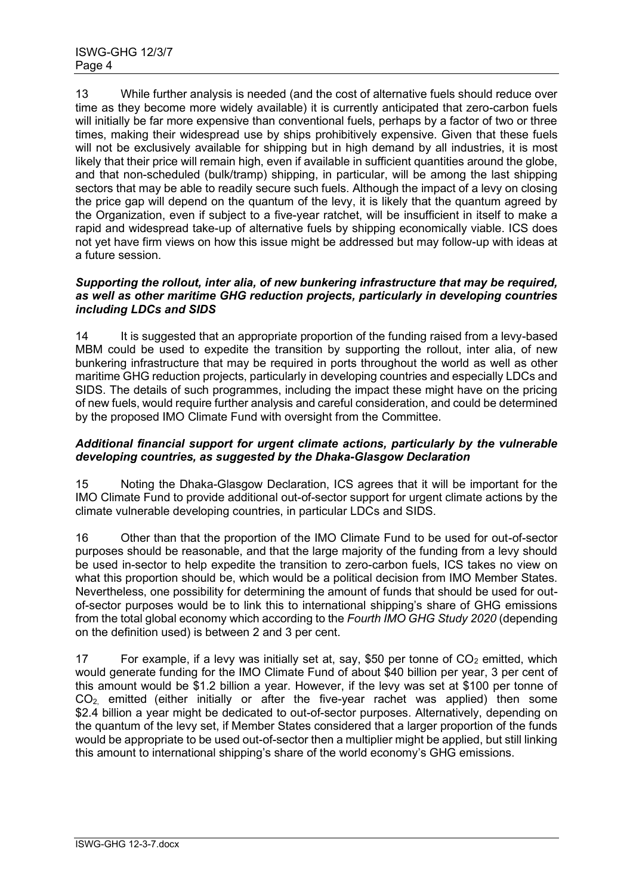13 While further analysis is needed (and the cost of alternative fuels should reduce over time as they become more widely available) it is currently anticipated that zero-carbon fuels will initially be far more expensive than conventional fuels, perhaps by a factor of two or three times, making their widespread use by ships prohibitively expensive. Given that these fuels will not be exclusively available for shipping but in high demand by all industries, it is most likely that their price will remain high, even if available in sufficient quantities around the globe, and that non-scheduled (bulk/tramp) shipping, in particular, will be among the last shipping sectors that may be able to readily secure such fuels. Although the impact of a levy on closing the price gap will depend on the quantum of the levy, it is likely that the quantum agreed by the Organization, even if subject to a five-year ratchet, will be insufficient in itself to make a rapid and widespread take-up of alternative fuels by shipping economically viable. ICS does not yet have firm views on how this issue might be addressed but may follow-up with ideas at a future session.

***Supporting the rollout, inter alia, of new bunkering infrastructure that may be required, as well as other maritime GHG reduction projects, particularly in developing countries including LDCs and SIDS***

14 It is suggested that an appropriate proportion of the funding raised from a levy-based MBM could be used to expedite the transition by supporting the rollout, inter alia, of new bunkering infrastructure that may be required in ports throughout the world as well as other maritime GHG reduction projects, particularly in developing countries and especially LDCs and SIDS. The details of such programmes, including the impact these might have on the pricing of new fuels, would require further analysis and careful consideration, and could be determined by the proposed IMO Climate Fund with oversight from the Committee.

***Additional financial support for urgent climate actions, particularly by the vulnerable developing countries, as suggested by the Dhaka-Glasgow Declaration***

15 Noting the Dhaka-Glasgow Declaration, ICS agrees that it will be important for the IMO Climate Fund to provide additional out-of-sector support for urgent climate actions by the climate vulnerable developing countries, in particular LDCs and SIDS.

16 Other than that the proportion of the IMO Climate Fund to be used for out-of-sector purposes should be reasonable, and that the large majority of the funding from a levy should be used in-sector to help expedite the transition to zero-carbon fuels, ICS takes no view on what this proportion should be, which would be a political decision from IMO Member States. Nevertheless, one possibility for determining the amount of funds that should be used for out-of-sector purposes would be to link this to international shipping's share of GHG emissions from the total global economy which according to the *Fourth IMO GHG Study 2020* (depending on the definition used) is between 2 and 3 per cent.

17 For example, if a levy was initially set at, say, \$50 per tonne of $CO_2$ emitted, which would generate funding for the IMO Climate Fund of about \$40 billion per year, 3 per cent of this amount would be \$1.2 billion a year. However, if the levy was set at \$100 per tonne of $CO_2$, emitted (either initially or after the five-year rachet was applied) then some \$2.4 billion a year might be dedicated to out-of-sector purposes. Alternatively, depending on the quantum of the levy set, if Member States considered that a larger proportion of the funds would be appropriate to be used out-of-sector then a multiplier might be applied, but still linking this amount to international shipping's share of the world economy's GHG emissions.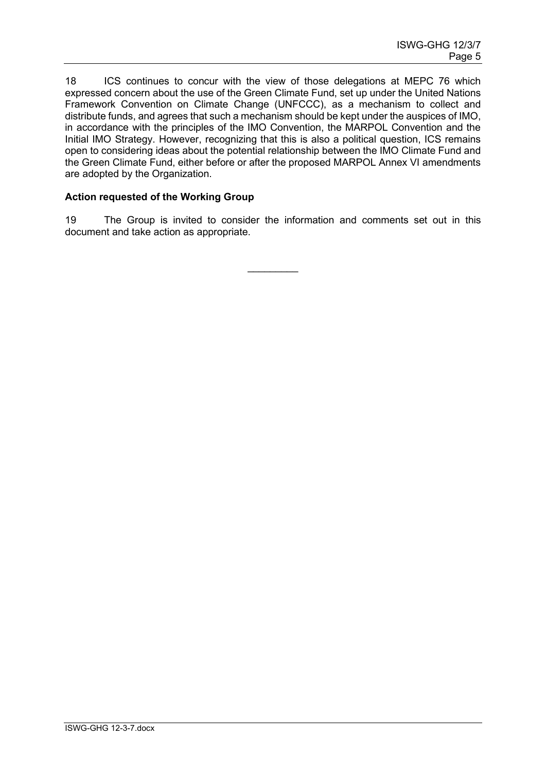18 ICS continues to concur with the view of those delegations at MEPC 76 which expressed concern about the use of the Green Climate Fund, set up under the United Nations Framework Convention on Climate Change (UNFCCC), as a mechanism to collect and distribute funds, and agrees that such a mechanism should be kept under the auspices of IMO, in accordance with the principles of the IMO Convention, the MARPOL Convention and the Initial IMO Strategy. However, recognizing that this is also a political question, ICS remains open to considering ideas about the potential relationship between the IMO Climate Fund and the Green Climate Fund, either before or after the proposed MARPOL Annex VI amendments are adopted by the Organization.

**Action requested of the Working Group**

19 The Group is invited to consider the information and comments set out in this document and take action as appropriate.

___